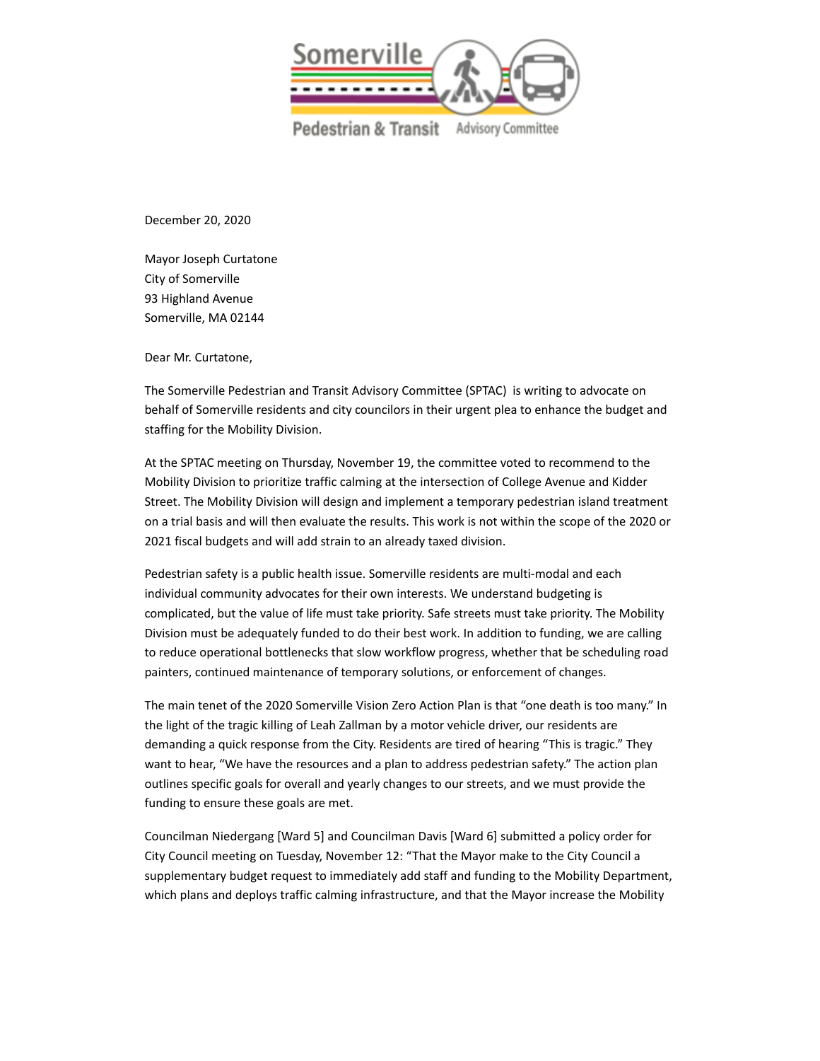Somerville Pedestrian & Transit Advisory Committee

December 20, 2020

Mayor Joseph Curtatone
City of Somerville
93 Highland Avenue
Somerville, MA 02144

Dear Mr. Curtatone,

The Somerville Pedestrian and Transit Advisory Committee (SPTAC) is writing to advocate on behalf of Somerville residents and city councilors in their urgent plea to enhance the budget and staffing for the Mobility Division.

At the SPTAC meeting on Thursday, November 19, the committee voted to recommend to the Mobility Division to prioritize traffic calming at the intersection of College Avenue and Kidder Street. The Mobility Division will design and implement a temporary pedestrian island treatment on a trial basis and will then evaluate the results. This work is not within the scope of the 2020 or 2021 fiscal budgets and will add strain to an already taxed division.

Pedestrian safety is a public health issue. Somerville residents are multi-modal and each individual community advocates for their own interests. We understand budgeting is complicated, but the value of life must take priority. Safe streets must take priority. The Mobility Division must be adequately funded to do their best work. In addition to funding, we are calling to reduce operational bottlenecks that slow workflow progress, whether that be scheduling road painters, continued maintenance of temporary solutions, or enforcement of changes.

The main tenet of the 2020 Somerville Vision Zero Action Plan is that "one death is too many." In the light of the tragic killing of Leah Zallman by a motor vehicle driver, our residents are demanding a quick response from the City. Residents are tired of hearing "This is tragic." They want to hear, "We have the resources and a plan to address pedestrian safety." The action plan outlines specific goals for overall and yearly changes to our streets, and we must provide the funding to ensure these goals are met.

Councilman Niedergang [Ward 5] and Councilman Davis [Ward 6] submitted a policy order for City Council meeting on Tuesday, November 12: "That the Mayor make to the City Council a supplementary budget request to immediately add staff and funding to the Mobility Department, which plans and deploys traffic calming infrastructure, and that the Mayor increase the Mobility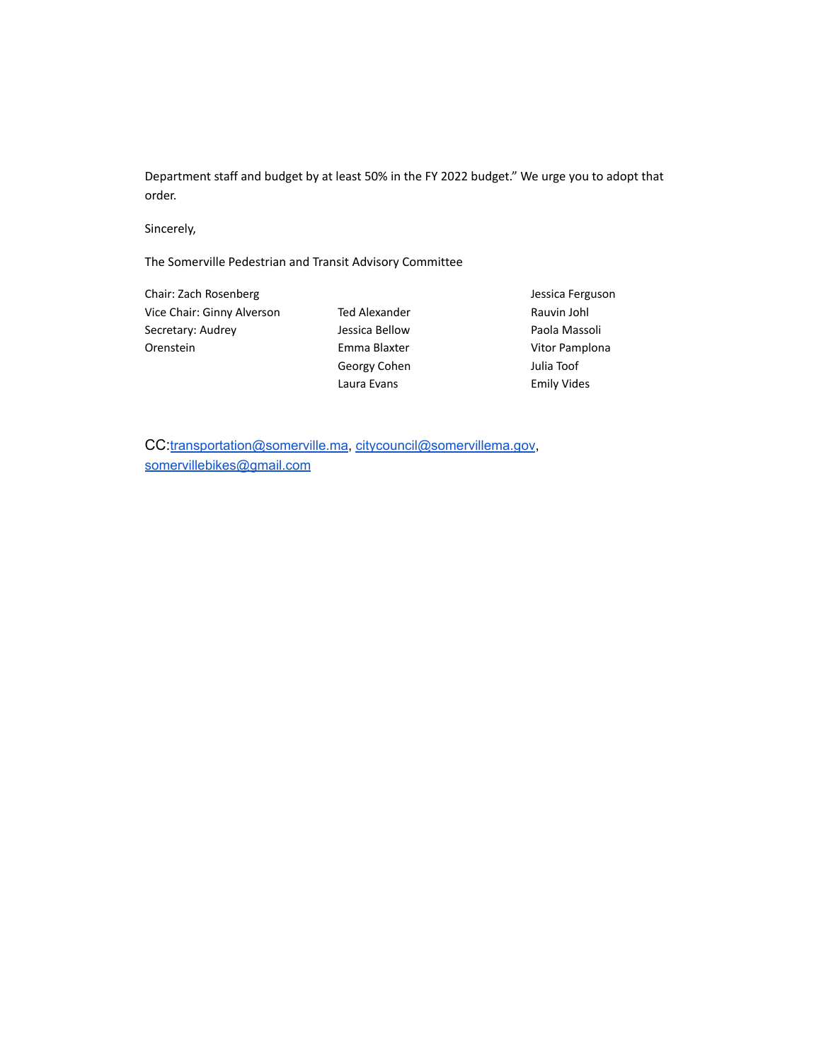Department staff and budget by at least 50% in the FY 2022 budget." We urge you to adopt that order.

Sincerely,

The Somerville Pedestrian and Transit Advisory Committee

Chair: Zach Rosenberg
Vice Chair: Ginny Alverson
Secretary: Audrey Orenstein

Ted Alexander
Jessica Bellow
Emma Blaxter
Georgy Cohen
Laura Evans

Jessica Ferguson
Rauvin Johl
Paola Massoli
Vitor Pamplona
Julia Toof
Emily Vides

CC:transportation@somerville.ma, citycouncil@somervillema.gov, somervillebikes@gmail.com